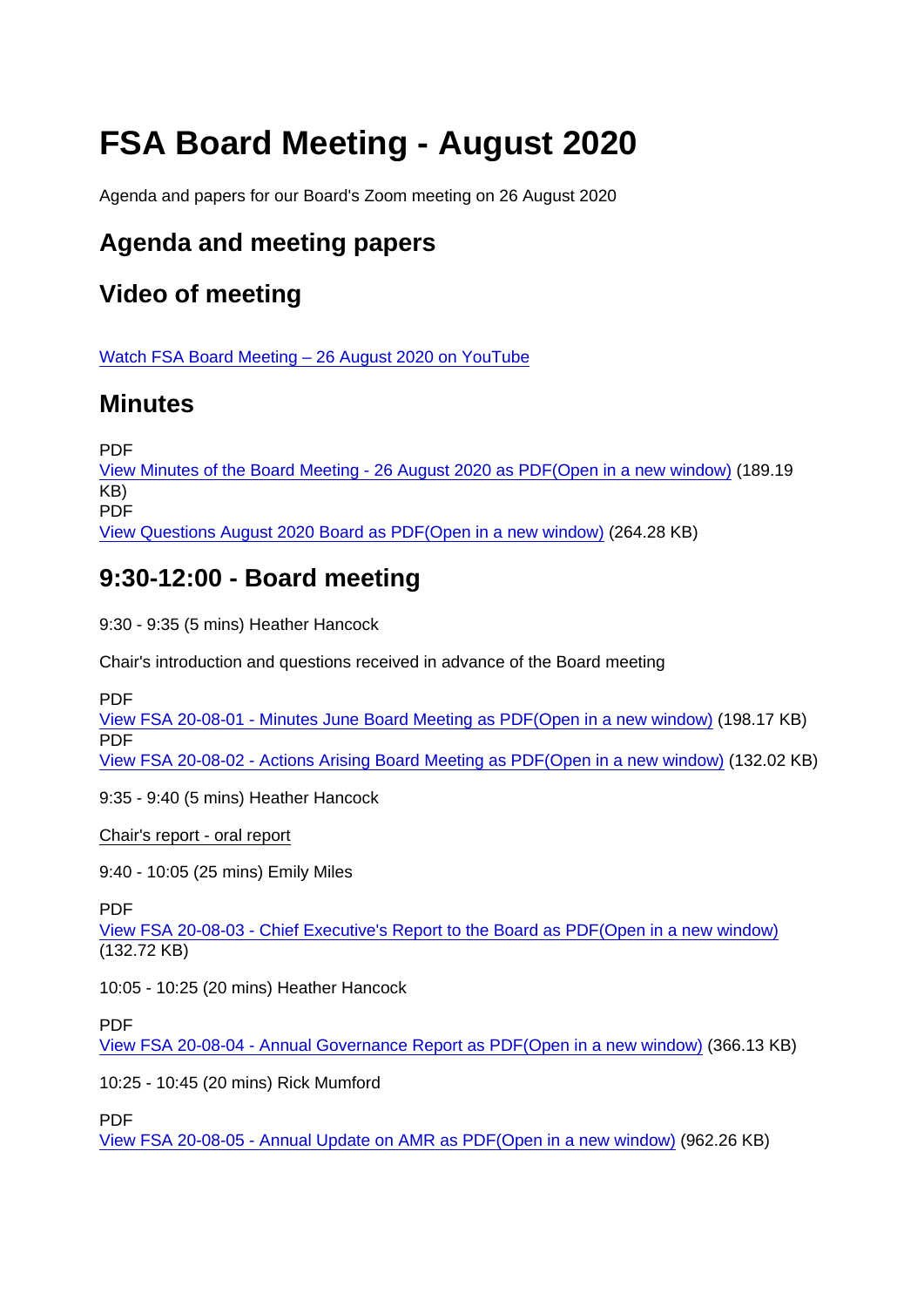# FSA Board Meeting - August 2020

Agenda and papers for our Board's Zoom meeting on 26 August 2020

## Agenda and meeting papers

## Video of meeting

Watch FSA Board Meeting – 26 August 2020 on YouTube

## Minutes

PDF
View Minutes of the Board Meeting - 26 August 2020 as PDF(Open in a new window) (189.19 KB)
PDF
View Questions August 2020 Board as PDF(Open in a new window) (264.28 KB)

## 9:30-12:00 - Board meeting

9:30 - 9:35 (5 mins) Heather Hancock

Chair's introduction and questions received in advance of the Board meeting

PDF
View FSA 20-08-01 - Minutes June Board Meeting as PDF(Open in a new window) (198.17 KB)
PDF
View FSA 20-08-02 - Actions Arising Board Meeting as PDF(Open in a new window) (132.02 KB)

9:35 - 9:40 (5 mins) Heather Hancock

Chair's report - oral report

9:40 - 10:05 (25 mins) Emily Miles

PDF
View FSA 20-08-03 - Chief Executive's Report to the Board as PDF(Open in a new window) (132.72 KB)

10:05 - 10:25 (20 mins) Heather Hancock

PDF
View FSA 20-08-04 - Annual Governance Report as PDF(Open in a new window) (366.13 KB)

10:25 - 10:45 (20 mins) Rick Mumford

PDF
View FSA 20-08-05 - Annual Update on AMR as PDF(Open in a new window) (962.26 KB)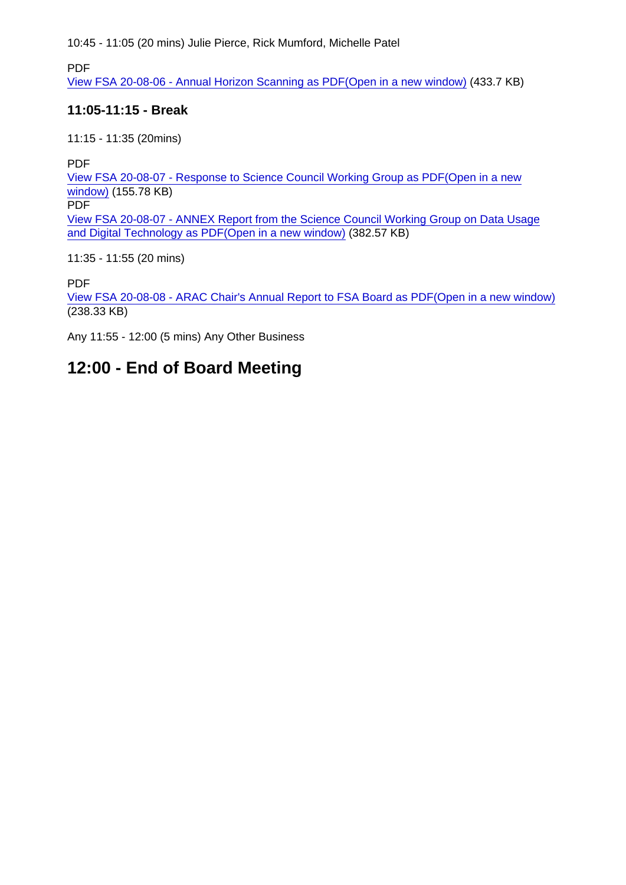10:45 - 11:05 (20 mins) Julie Pierce, Rick Mumford, Michelle Patel

PDF
[View FSA 20-08-06 - Annual Horizon Scanning as PDF(Open in a new window)] (433.7 KB)

### 11:05-11:15 - Break

11:15 - 11:35 (20mins)

PDF
[View FSA 20-08-07 - Response to Science Council Working Group as PDF(Open in a new window)] (155.78 KB)
PDF
[View FSA 20-08-07 - ANNEX Report from the Science Council Working Group on Data Usage and Digital Technology as PDF(Open in a new window)] (382.57 KB)

11:35 - 11:55 (20 mins)

PDF
[View FSA 20-08-08 - ARAC Chair's Annual Report to FSA Board as PDF(Open in a new window)] (238.33 KB)

Any 11:55 - 12:00 (5 mins) Any Other Business

## 12:00 - End of Board Meeting